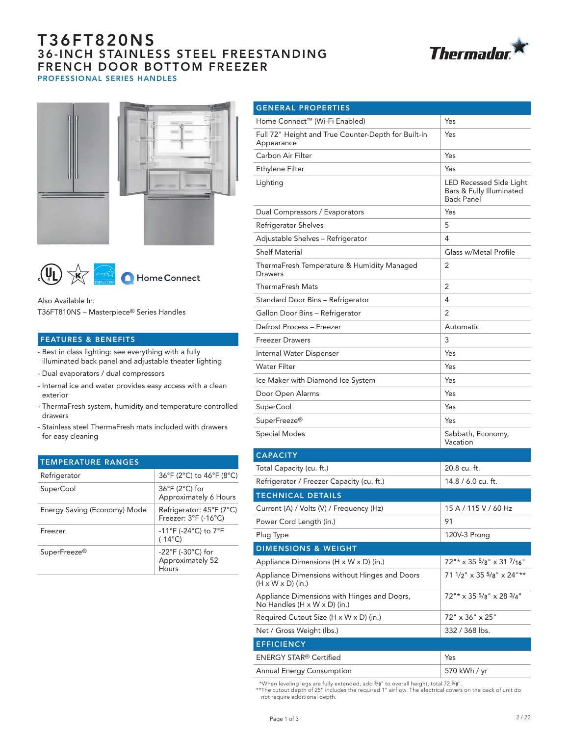# T36FT820NS

## 36-INCH STAINLESS STEEL FREESTANDING FRENCH DOOR BOTTOM FREEZER

PROFESSIONAL SERIES HANDLES

Also Available In:
T36FT810NS – Masterpiece® Series Handles

## FEATURES & BENEFITS

- Best in class lighting: see everything with a fully illuminated back panel and adjustable theater lighting
- Dual evaporators / dual compressors
- Internal ice and water provides easy access with a clean exterior
- ThermaFresh system, humidity and temperature controlled drawers
- Stainless steel ThermaFresh mats included with drawers for easy cleaning

## TEMPERATURE RANGES

| | |
|---|---|
| Refrigerator | 36°F (2°C) to 46°F (8°C) |
| SuperCool | 36°F (2°C) for Approximately 6 Hours |
| Energy Saving (Economy) Mode | Refrigerator: 45°F (7°C) Freezer: 3°F (-16°C) |
| Freezer | -11°F (-24°C) to 7°F (-14°C) |
| SuperFreeze® | -22°F (-30°C) for Approximately 52 Hours |

## GENERAL PROPERTIES

| | |
|---|---|
| Home Connect™ (Wi-Fi Enabled) | Yes |
| Full 72" Height and True Counter-Depth for Built-In Appearance | Yes |
| Carbon Air Filter | Yes |
| Ethylene Filter | Yes |
| Lighting | LED Recessed Side Light Bars & Fully Illuminated Back Panel |
| Dual Compressors / Evaporators | Yes |
| Refrigerator Shelves | 5 |
| Adjustable Shelves – Refrigerator | 4 |
| Shelf Material | Glass w/Metal Profile |
| ThermaFresh Temperature & Humidity Managed Drawers | 2 |
| ThermaFresh Mats | 2 |
| Standard Door Bins – Refrigerator | 4 |
| Gallon Door Bins – Refrigerator | 2 |
| Defrost Process – Freezer | Automatic |
| Freezer Drawers | 3 |
| Internal Water Dispenser | Yes |
| Water Filter | Yes |
| Ice Maker with Diamond Ice System | Yes |
| Door Open Alarms | Yes |
| SuperCool | Yes |
| SuperFreeze® | Yes |
| Special Modes | Sabbath, Economy, Vacation |

## CAPACITY

| | |
|---|---|
| Total Capacity (cu. ft.) | 20.8 cu. ft. |
| Refrigerator / Freezer Capacity (cu. ft.) | 14.8 / 6.0 cu. ft. |

## TECHNICAL DETAILS

| | |
|---|---|
| Current (A) / Volts (V) / Frequency (Hz) | 15 A / 115 V / 60 Hz |
| Power Cord Length (in.) | 91 |
| Plug Type | 120V-3 Prong |

## DIMENSIONS & WEIGHT

| | |
|---|---|
| Appliance Dimensions (H x W x D) (in.) | 72"* x 35 5/8" x 31 7/16" |
| Appliance Dimensions without Hinges and Doors (H x W x D) (in.) | 71 1/2" x 35 5/8" x 24"** |
| Appliance Dimensions with Hinges and Doors, No Handles (H x W x D) (in.) | 72"* x 35 5/8" x 28 3/4" |
| Required Cutout Size (H x W x D) (in.) | 72" x 36" x 25" |
| Net / Gross Weight (lbs.) | 332 / 368 lbs. |

## EFFICIENCY

| | |
|---|---|
| ENERGY STAR® Certified | Yes |
| Annual Energy Consumption | 570 kWh / yr |

*When leveling legs are fully extended, add 5/8" to overall height, total 72 5/8".
**The cutout depth of 25" includes the required 1" airflow. The electrical covers on the back of unit do not require additional depth.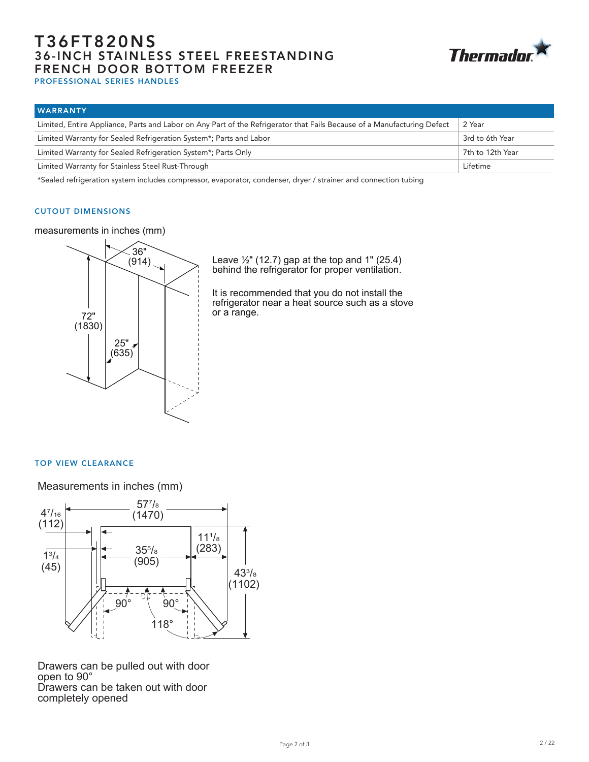# T36FT820NS
## 36-INCH STAINLESS STEEL FREESTANDING FRENCH DOOR BOTTOM FREEZER
### PROFESSIONAL SERIES HANDLES

| WARRANTY | |
|---|---|
| Limited, Entire Appliance, Parts and Labor on Any Part of the Refrigerator that Fails Because of a Manufacturing Defect | 2 Year |
| Limited Warranty for Sealed Refrigeration System*; Parts and Labor | 3rd to 6th Year |
| Limited Warranty for Sealed Refrigeration System*; Parts Only | 7th to 12th Year |
| Limited Warranty for Stainless Steel Rust-Through | Lifetime |

*Sealed refrigeration system includes compressor, evaporator, condenser, dryer / strainer and connection tubing

### CUTOUT DIMENSIONS

measurements in inches (mm)

36" (914)

72" (1830)

25" (635)

Leave ½" (12.7) gap at the top and 1" (25.4) behind the refrigerator for proper ventilation.

It is recommended that you do not install the refrigerator near a heat source such as a stove or a range.

### TOP VIEW CLEARANCE

Measurements in inches (mm)

57 7/8 (1470)

4 7/16 (112)

1 3/4 (45)

35 5/8 (905)

11 1/8 (283)

43 3/8 (1102)

90°

90°

118°

Drawers can be pulled out with door open to 90°
Drawers can be taken out with door completely opened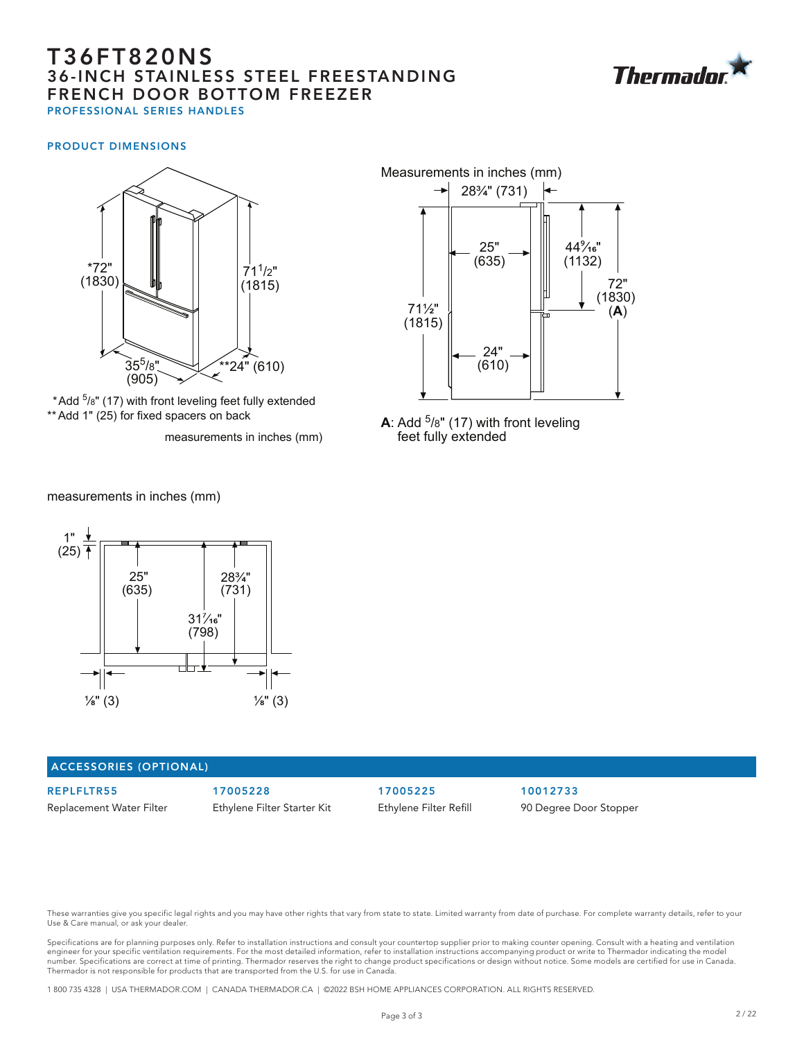# T36FT820NS

## 36-INCH STAINLESS STEEL FREESTANDING FRENCH DOOR BOTTOM FREEZER

PROFESSIONAL SERIES HANDLES

### PRODUCT DIMENSIONS

*72" (1830)

71½" (1815)

35⅝" (905)

**24" (610)

* Add ⅝" (17) with front leveling feet fully extended
** Add 1" (25) for fixed spacers on back

measurements in inches (mm)

Measurements in inches (mm)

28¾" (731)

25" (635)

44 9/16" (1132)

72" (1830) (A)

71½" (1815)

24" (610)

**A**: Add ⅝" (17) with front leveling feet fully extended

measurements in inches (mm)

1" (25)

25" (635)

28¾" (731)

31 7/16" (798)

⅛" (3)

⅛" (3)

### ACCESSORIES (OPTIONAL)

| | | | |
|---|---|---|---|
| **REPLFLTR55** | **17005228** | **17005225** | **10012733** |
| Replacement Water Filter | Ethylene Filter Starter Kit | Ethylene Filter Refill | 90 Degree Door Stopper |

These warranties give you specific legal rights and you may have other rights that vary from state to state. Limited warranty from date of purchase. For complete warranty details, refer to your Use & Care manual, or ask your dealer.

Specifications are for planning purposes only. Refer to installation instructions and consult your countertop supplier prior to making counter opening. Consult with a heating and ventilation engineer for your specific ventilation requirements. For the most detailed information, refer to installation instructions accompanying product or write to Thermador indicating the model number. Specifications are correct at time of printing. Thermador reserves the right to change product specifications or design without notice. Some models are certified for use in Canada. Thermador is not responsible for products that are transported from the U.S. for use in Canada.

1 800 735 4328 | USA THERMADOR.COM | CANADA THERMADOR.CA | ©2022 BSH HOME APPLIANCES CORPORATION. ALL RIGHTS RESERVED.

2 / 22